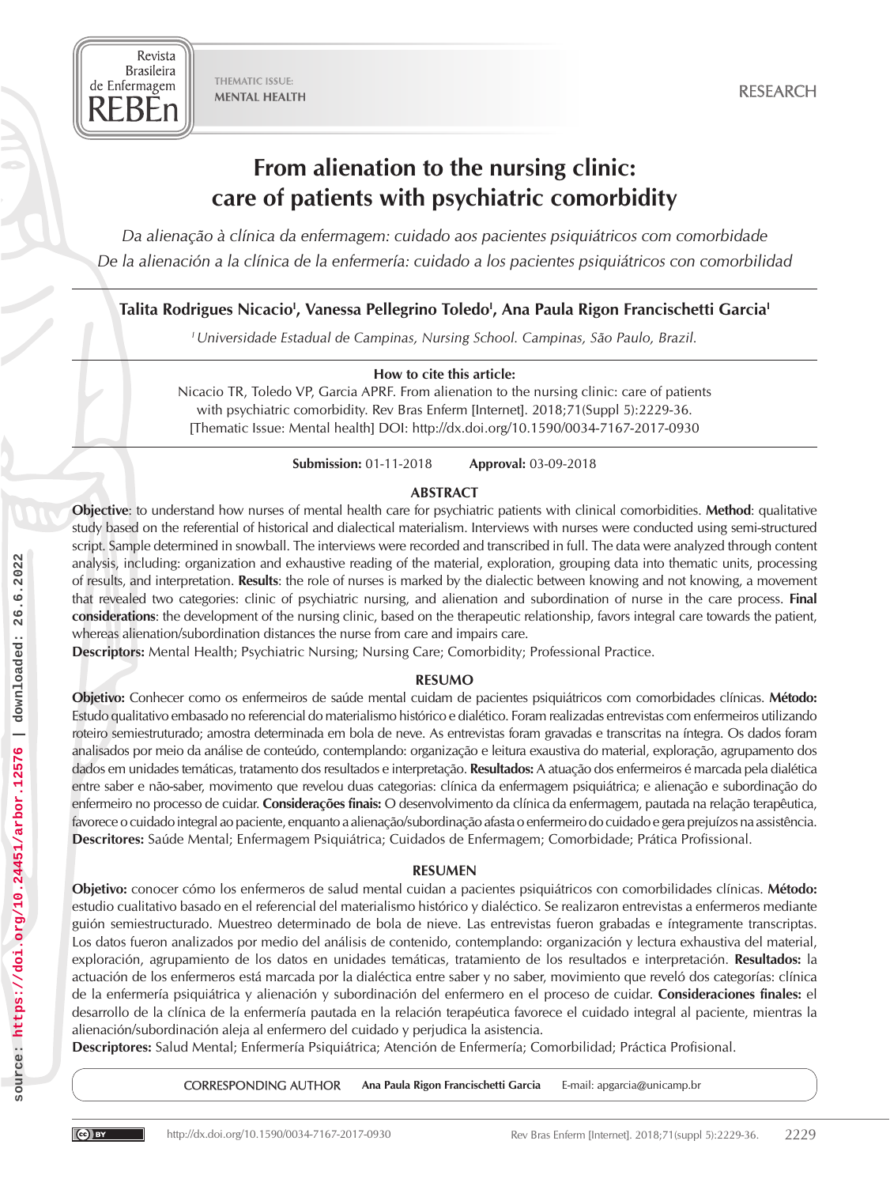THEMATIC ISSUE: MENTAL HEALTH

RESEARCH

# From alienation to the nursing clinic: care of patients with psychiatric comorbidity

*Da alienação à clínica da enfermagem: cuidado aos pacientes psiquiátricos com comorbidade*

*De la alienación a la clínica de la enfermería: cuidado a los pacientes psiquiátricos con comorbilidad*

**Talita Rodrigues Nicacio[I], Vanessa Pellegrino Toledo[I], Ana Paula Rigon Francischetti Garcia[I]**

[I] *Universidade Estadual de Campinas, Nursing School. Campinas, São Paulo, Brazil.*

**How to cite this article:**

Nicacio TR, Toledo VP, Garcia APRF. From alienation to the nursing clinic: care of patients with psychiatric comorbidity. Rev Bras Enferm [Internet]. 2018;71(Suppl 5):2229-36. [Thematic Issue: Mental health] DOI: http://dx.doi.org/10.1590/0034-7167-2017-0930

**Submission:** 01-11-2018 **Approval:** 03-09-2018

## ABSTRACT

**Objective**: to understand how nurses of mental health care for psychiatric patients with clinical comorbidities. **Method**: qualitative study based on the referential of historical and dialectical materialism. Interviews with nurses were conducted using semi-structured script. Sample determined in snowball. The interviews were recorded and transcribed in full. The data were analyzed through content analysis, including: organization and exhaustive reading of the material, exploration, grouping data into thematic units, processing of results, and interpretation. **Results**: the role of nurses is marked by the dialectic between knowing and not knowing, a movement that revealed two categories: clinic of psychiatric nursing, and alienation and subordination of nurse in the care process. **Final considerations**: the development of the nursing clinic, based on the therapeutic relationship, favors integral care towards the patient, whereas alienation/subordination distances the nurse from care and impairs care.

**Descriptors:** Mental Health; Psychiatric Nursing; Nursing Care; Comorbidity; Professional Practice.

## RESUMO

**Objetivo:** Conhecer como os enfermeiros de saúde mental cuidam de pacientes psiquiátricos com comorbidades clínicas. **Método:** Estudo qualitativo embasado no referencial do materialismo histórico e dialético. Foram realizadas entrevistas com enfermeiros utilizando roteiro semiestruturado; amostra determinada em bola de neve. As entrevistas foram gravadas e transcritas na íntegra. Os dados foram analisados por meio da análise de conteúdo, contemplando: organização e leitura exaustiva do material, exploração, agrupamento dos dados em unidades temáticas, tratamento dos resultados e interpretação. **Resultados:** A atuação dos enfermeiros é marcada pela dialética entre saber e não-saber, movimento que revelou duas categorias: clínica da enfermagem psiquiátrica; e alienação e subordinação do enfermeiro no processo de cuidar. **Considerações finais:** O desenvolvimento da clínica da enfermagem, pautada na relação terapêutica, favorece o cuidado integral ao paciente, enquanto a alienação/subordinação afasta o enfermeiro do cuidado e gera prejuízos na assistência.

**Descritores:** Saúde Mental; Enfermagem Psiquiátrica; Cuidados de Enfermagem; Comorbidade; Prática Profissional.

## RESUMEN

**Objetivo:** conocer cómo los enfermeros de salud mental cuidan a pacientes psiquiátricos con comorbilidades clínicas. **Método:** estudio cualitativo basado en el referencial del materialismo histórico y dialéctico. Se realizaron entrevistas a enfermeros mediante guión semiestructurado. Muestreo determinado de bola de nieve. Las entrevistas fueron grabadas e íntegramente transcriptas. Los datos fueron analizados por medio del análisis de contenido, contemplando: organización y lectura exhaustiva del material, exploración, agrupamiento de los datos en unidades temáticas, tratamiento de los resultados e interpretación. **Resultados:** la actuación de los enfermeros está marcada por la dialéctica entre saber y no saber, movimiento que reveló dos categorías: clínica de la enfermería psiquiátrica y alienación y subordinación del enfermero en el proceso de cuidar. **Consideraciones finales:** el desarrollo de la clínica de la enfermería pautada en la relación terapéutica favorece el cuidado integral al paciente, mientras la alienación/subordinación aleja al enfermero del cuidado y perjudica la asistencia.

**Descriptores:** Salud Mental; Enfermería Psiquiátrica; Atención de Enfermería; Comorbilidad; Práctica Profisional.

CORRESPONDING AUTHOR **Ana Paula Rigon Francischetti Garcia** E-mail: apgarcia@unicamp.br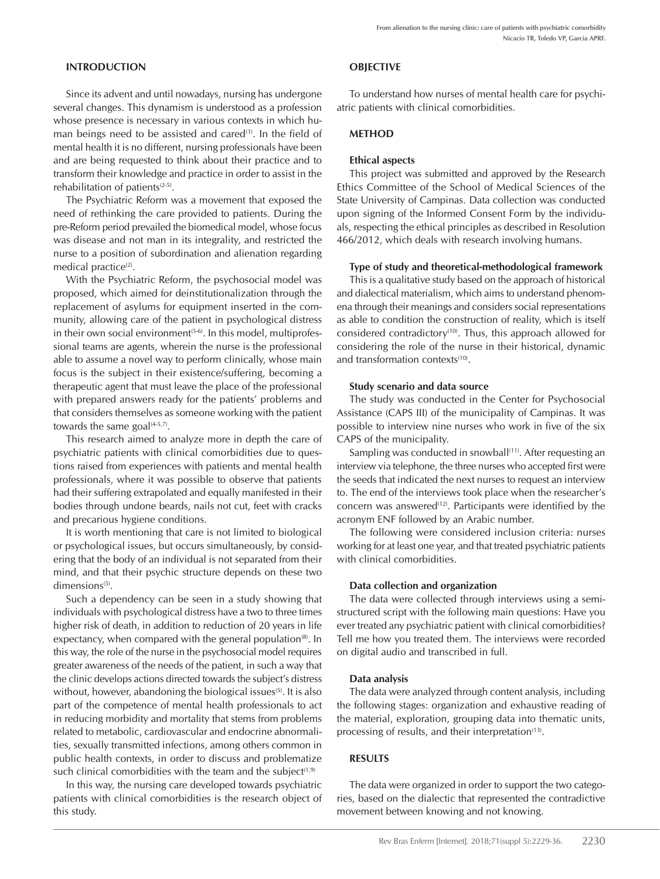## INTRODUCTION

Since its advent and until nowadays, nursing has undergone several changes. This dynamism is understood as a profession whose presence is necessary in various contexts in which human beings need to be assisted and cared[1]. In the field of mental health it is no different, nursing professionals have been and are being requested to think about their practice and to transform their knowledge and practice in order to assist in the rehabilitation of patients[2-5].

The Psychiatric Reform was a movement that exposed the need of rethinking the care provided to patients. During the pre-Reform period prevailed the biomedical model, whose focus was disease and not man in its integrality, and restricted the nurse to a position of subordination and alienation regarding medical practice[2].

With the Psychiatric Reform, the psychosocial model was proposed, which aimed for deinstitutionalization through the replacement of asylums for equipment inserted in the community, allowing care of the patient in psychological distress in their own social environment[5-6]. In this model, multiprofessional teams are agents, wherein the nurse is the professional able to assume a novel way to perform clinically, whose main focus is the subject in their existence/suffering, becoming a therapeutic agent that must leave the place of the professional with prepared answers ready for the patients' problems and that considers themselves as someone working with the patient towards the same goal[4-5,7].

This research aimed to analyze more in depth the care of psychiatric patients with clinical comorbidities due to questions raised from experiences with patients and mental health professionals, where it was possible to observe that patients had their suffering extrapolated and equally manifested in their bodies through undone beards, nails not cut, feet with cracks and precarious hygiene conditions.

It is worth mentioning that care is not limited to biological or psychological issues, but occurs simultaneously, by considering that the body of an individual is not separated from their mind, and that their psychic structure depends on these two dimensions[5].

Such a dependency can be seen in a study showing that individuals with psychological distress have a two to three times higher risk of death, in addition to reduction of 20 years in life expectancy, when compared with the general population[8]. In this way, the role of the nurse in the psychosocial model requires greater awareness of the needs of the patient, in such a way that the clinic develops actions directed towards the subject's distress without, however, abandoning the biological issues[5]. It is also part of the competence of mental health professionals to act in reducing morbidity and mortality that stems from problems related to metabolic, cardiovascular and endocrine abnormalities, sexually transmitted infections, among others common in public health contexts, in order to discuss and problematize such clinical comorbidities with the team and the subject[1,9]

In this way, the nursing care developed towards psychiatric patients with clinical comorbidities is the research object of this study.

## OBJECTIVE

To understand how nurses of mental health care for psychiatric patients with clinical comorbidities.

## METHOD

### Ethical aspects

This project was submitted and approved by the Research Ethics Committee of the School of Medical Sciences of the State University of Campinas. Data collection was conducted upon signing of the Informed Consent Form by the individuals, respecting the ethical principles as described in Resolution 466/2012, which deals with research involving humans.

### Type of study and theoretical-methodological framework

This is a qualitative study based on the approach of historical and dialectical materialism, which aims to understand phenomena through their meanings and considers social representations as able to condition the construction of reality, which is itself considered contradictory[10]. Thus, this approach allowed for considering the role of the nurse in their historical, dynamic and transformation contexts[10].

### Study scenario and data source

The study was conducted in the Center for Psychosocial Assistance (CAPS III) of the municipality of Campinas. It was possible to interview nine nurses who work in five of the six CAPS of the municipality.

Sampling was conducted in snowball[11]. After requesting an interview via telephone, the three nurses who accepted first were the seeds that indicated the next nurses to request an interview to. The end of the interviews took place when the researcher's concern was answered[12]. Participants were identified by the acronym ENF followed by an Arabic number.

The following were considered inclusion criteria: nurses working for at least one year, and that treated psychiatric patients with clinical comorbidities.

### Data collection and organization

The data were collected through interviews using a semi-structured script with the following main questions: Have you ever treated any psychiatric patient with clinical comorbidities? Tell me how you treated them. The interviews were recorded on digital audio and transcribed in full.

### Data analysis

The data were analyzed through content analysis, including the following stages: organization and exhaustive reading of the material, exploration, grouping data into thematic units, processing of results, and their interpretation[13].

## RESULTS

The data were organized in order to support the two categories, based on the dialectic that represented the contradictive movement between knowing and not knowing.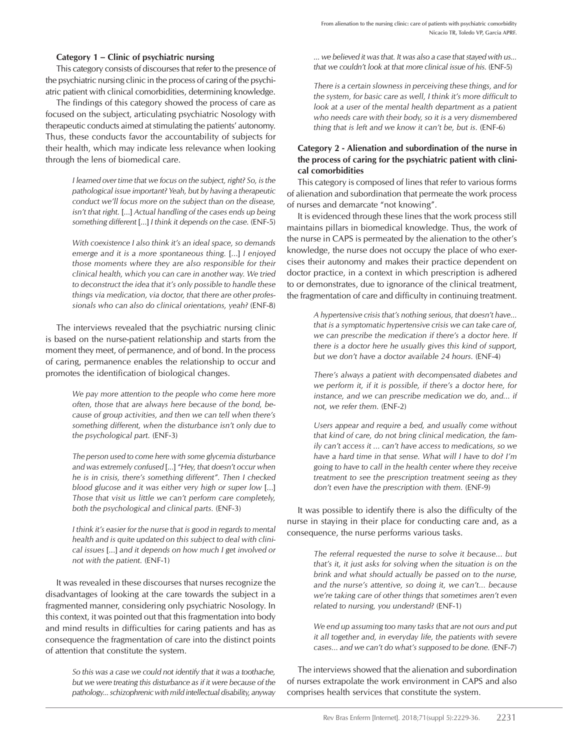**Category 1 – Clinic of psychiatric nursing**

This category consists of discourses that refer to the presence of the psychiatric nursing clinic in the process of caring of the psychiatric patient with clinical comorbidities, determining knowledge.

The findings of this category showed the process of care as focused on the subject, articulating psychiatric Nosology with therapeutic conducts aimed at stimulating the patients' autonomy. Thus, these conducts favor the accountability of subjects for their health, which may indicate less relevance when looking through the lens of biomedical care.

> *I learned over time that we focus on the subject, right? So, is the pathological issue important? Yeah, but by having a therapeutic conduct we'll focus more on the subject than on the disease, isn't that right.* [...] *Actual handling of the cases ends up being something different* [...] *I think it depends on the case.* (ENF-5)

> *With coexistence I also think it's an ideal space, so demands emerge and it is a more spontaneous thing.* [...] *I enjoyed those moments where they are also responsible for their clinical health, which you can care in another way. We tried to deconstruct the idea that it's only possible to handle these things via medication, via doctor, that there are other professionals who can also do clinical orientations, yeah?* (ENF-8)

The interviews revealed that the psychiatric nursing clinic is based on the nurse-patient relationship and starts from the moment they meet, of permanence, and of bond. In the process of caring, permanence enables the relationship to occur and promotes the identification of biological changes.

> *We pay more attention to the people who come here more often, those that are always here because of the bond, because of group activities, and then we can tell when there's something different, when the disturbance isn't only due to the psychological part.* (ENF-3)

> *The person used to come here with some glycemia disturbance and was extremely confused* [...] *"Hey, that doesn't occur when he is in crisis, there's something different". Then I checked blood glucose and it was either very high or super low* [...] *Those that visit us little we can't perform care completely, both the psychological and clinical parts.* (ENF-3)

> *I think it's easier for the nurse that is good in regards to mental health and is quite updated on this subject to deal with clinical issues* [...] *and it depends on how much I get involved or not with the patient.* (ENF-1)

It was revealed in these discourses that nurses recognize the disadvantages of looking at the care towards the subject in a fragmented manner, considering only psychiatric Nosology. In this context, it was pointed out that this fragmentation into body and mind results in difficulties for caring patients and has as consequence the fragmentation of care into the distinct points of attention that constitute the system.

> *So this was a case we could not identify that it was a toothache, but we were treating this disturbance as if it were because of the pathology... schizophrenic with mild intellectual disability, anyway ... we believed it was that. It was also a case that stayed with us... that we couldn't look at that more clinical issue of his.* (ENF-5)

> *There is a certain slowness in perceiving these things, and for the system, for basic care as well, I think it's more difficult to look at a user of the mental health department as a patient who needs care with their body, so it is a very dismembered thing that is left and we know it can't be, but is.* (ENF-6)

**Category 2 - Alienation and subordination of the nurse in the process of caring for the psychiatric patient with clinical comorbidities**

This category is composed of lines that refer to various forms of alienation and subordination that permeate the work process of nurses and demarcate "not knowing".

It is evidenced through these lines that the work process still maintains pillars in biomedical knowledge. Thus, the work of the nurse in CAPS is permeated by the alienation to the other's knowledge, the nurse does not occupy the place of who exercises their autonomy and makes their practice dependent on doctor practice, in a context in which prescription is adhered to or demonstrates, due to ignorance of the clinical treatment, the fragmentation of care and difficulty in continuing treatment.

> *A hypertensive crisis that's nothing serious, that doesn't have... that is a symptomatic hypertensive crisis we can take care of, we can prescribe the medication if there's a doctor here. If there is a doctor here he usually gives this kind of support, but we don't have a doctor available 24 hours.* (ENF-4)

> *There's always a patient with decompensated diabetes and we perform it, if it is possible, if there's a doctor here, for instance, and we can prescribe medication we do, and... if not, we refer them.* (ENF-2)

> *Users appear and require a bed, and usually come without that kind of care, do not bring clinical medication, the family can't access it ... can't have access to medications, so we have a hard time in that sense. What will I have to do? I'm going to have to call in the health center where they receive treatment to see the prescription treatment seeing as they don't even have the prescription with them.* (ENF-9)

It was possible to identify there is also the difficulty of the nurse in staying in their place for conducting care and, as a consequence, the nurse performs various tasks.

> *The referral requested the nurse to solve it because... but that's it, it just asks for solving when the situation is on the brink and what should actually be passed on to the nurse, and the nurse's attentive, so doing it, we can't... because we're taking care of other things that sometimes aren't even related to nursing, you understand?* (ENF-1)

> *We end up assuming too many tasks that are not ours and put it all together and, in everyday life, the patients with severe cases... and we can't do what's supposed to be done.* (ENF-7)

The interviews showed that the alienation and subordination of nurses extrapolate the work environment in CAPS and also comprises health services that constitute the system.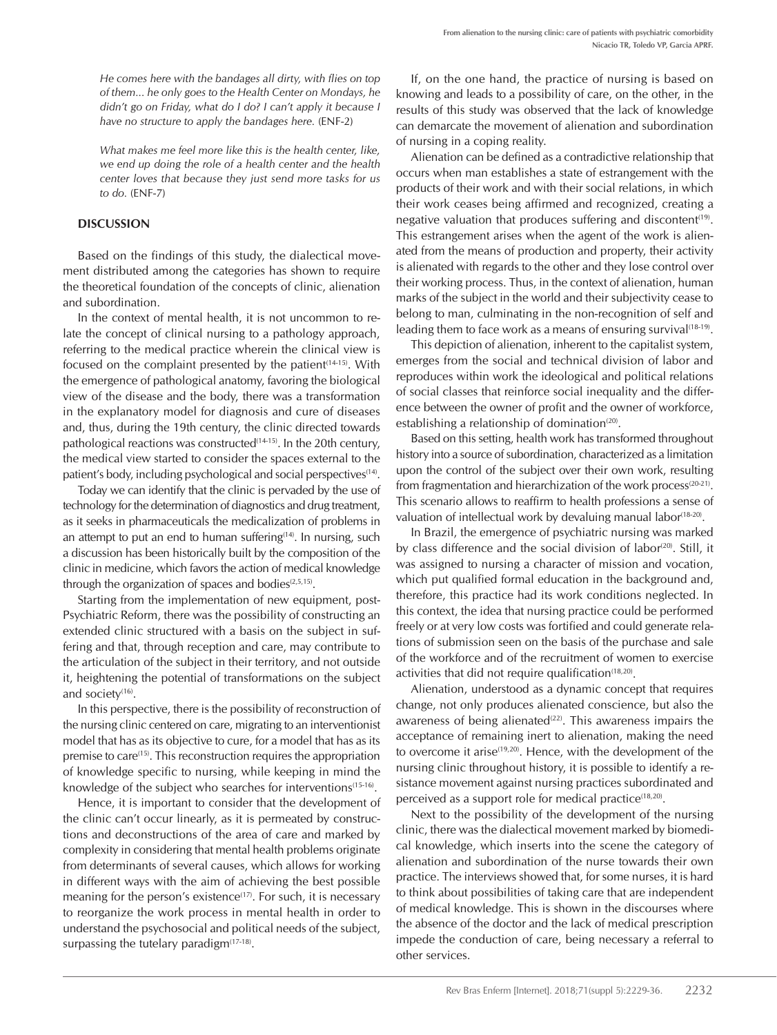*He comes here with the bandages all dirty, with flies on top of them... he only goes to the Health Center on Mondays, he didn't go on Friday, what do I do? I can't apply it because I have no structure to apply the bandages here.* (ENF-2)

*What makes me feel more like this is the health center, like, we end up doing the role of a health center and the health center loves that because they just send more tasks for us to do.* (ENF-7)

## DISCUSSION

Based on the findings of this study, the dialectical movement distributed among the categories has shown to require the theoretical foundation of the concepts of clinic, alienation and subordination.

In the context of mental health, it is not uncommon to relate the concept of clinical nursing to a pathology approach, referring to the medical practice wherein the clinical view is focused on the complaint presented by the patient[14-15]. With the emergence of pathological anatomy, favoring the biological view of the disease and the body, there was a transformation in the explanatory model for diagnosis and cure of diseases and, thus, during the 19th century, the clinic directed towards pathological reactions was constructed[14-15]. In the 20th century, the medical view started to consider the spaces external to the patient's body, including psychological and social perspectives[14].

Today we can identify that the clinic is pervaded by the use of technology for the determination of diagnostics and drug treatment, as it seeks in pharmaceuticals the medicalization of problems in an attempt to put an end to human suffering[14]. In nursing, such a discussion has been historically built by the composition of the clinic in medicine, which favors the action of medical knowledge through the organization of spaces and bodies[2,5,15].

Starting from the implementation of new equipment, post-Psychiatric Reform, there was the possibility of constructing an extended clinic structured with a basis on the subject in suffering and that, through reception and care, may contribute to the articulation of the subject in their territory, and not outside it, heightening the potential of transformations on the subject and society[16].

In this perspective, there is the possibility of reconstruction of the nursing clinic centered on care, migrating to an interventionist model that has as its objective to cure, for a model that has as its premise to care[15]. This reconstruction requires the appropriation of knowledge specific to nursing, while keeping in mind the knowledge of the subject who searches for interventions[15-16].

Hence, it is important to consider that the development of the clinic can't occur linearly, as it is permeated by constructions and deconstructions of the area of care and marked by complexity in considering that mental health problems originate from determinants of several causes, which allows for working in different ways with the aim of achieving the best possible meaning for the person's existence[17]. For such, it is necessary to reorganize the work process in mental health in order to understand the psychosocial and political needs of the subject, surpassing the tutelary paradigm[17-18].

If, on the one hand, the practice of nursing is based on knowing and leads to a possibility of care, on the other, in the results of this study was observed that the lack of knowledge can demarcate the movement of alienation and subordination of nursing in a coping reality.

Alienation can be defined as a contradictive relationship that occurs when man establishes a state of estrangement with the products of their work and with their social relations, in which their work ceases being affirmed and recognized, creating a negative valuation that produces suffering and discontent[19]. This estrangement arises when the agent of the work is alienated from the means of production and property, their activity is alienated with regards to the other and they lose control over their working process. Thus, in the context of alienation, human marks of the subject in the world and their subjectivity cease to belong to man, culminating in the non-recognition of self and leading them to face work as a means of ensuring survival[18-19].

This depiction of alienation, inherent to the capitalist system, emerges from the social and technical division of labor and reproduces within work the ideological and political relations of social classes that reinforce social inequality and the difference between the owner of profit and the owner of workforce, establishing a relationship of domination[20].

Based on this setting, health work has transformed throughout history into a source of subordination, characterized as a limitation upon the control of the subject over their own work, resulting from fragmentation and hierarchization of the work process[20-21]. This scenario allows to reaffirm to health professions a sense of valuation of intellectual work by devaluing manual labor[18-20].

In Brazil, the emergence of psychiatric nursing was marked by class difference and the social division of labor[20]. Still, it was assigned to nursing a character of mission and vocation, which put qualified formal education in the background and, therefore, this practice had its work conditions neglected. In this context, the idea that nursing practice could be performed freely or at very low costs was fortified and could generate relations of submission seen on the basis of the purchase and sale of the workforce and of the recruitment of women to exercise activities that did not require qualification[18,20].

Alienation, understood as a dynamic concept that requires change, not only produces alienated conscience, but also the awareness of being alienated[22]. This awareness impairs the acceptance of remaining inert to alienation, making the need to overcome it arise[19,20]. Hence, with the development of the nursing clinic throughout history, it is possible to identify a resistance movement against nursing practices subordinated and perceived as a support role for medical practice[18,20].

Next to the possibility of the development of the nursing clinic, there was the dialectical movement marked by biomedical knowledge, which inserts into the scene the category of alienation and subordination of the nurse towards their own practice. The interviews showed that, for some nurses, it is hard to think about possibilities of taking care that are independent of medical knowledge. This is shown in the discourses where the absence of the doctor and the lack of medical prescription impede the conduction of care, being necessary a referral to other services.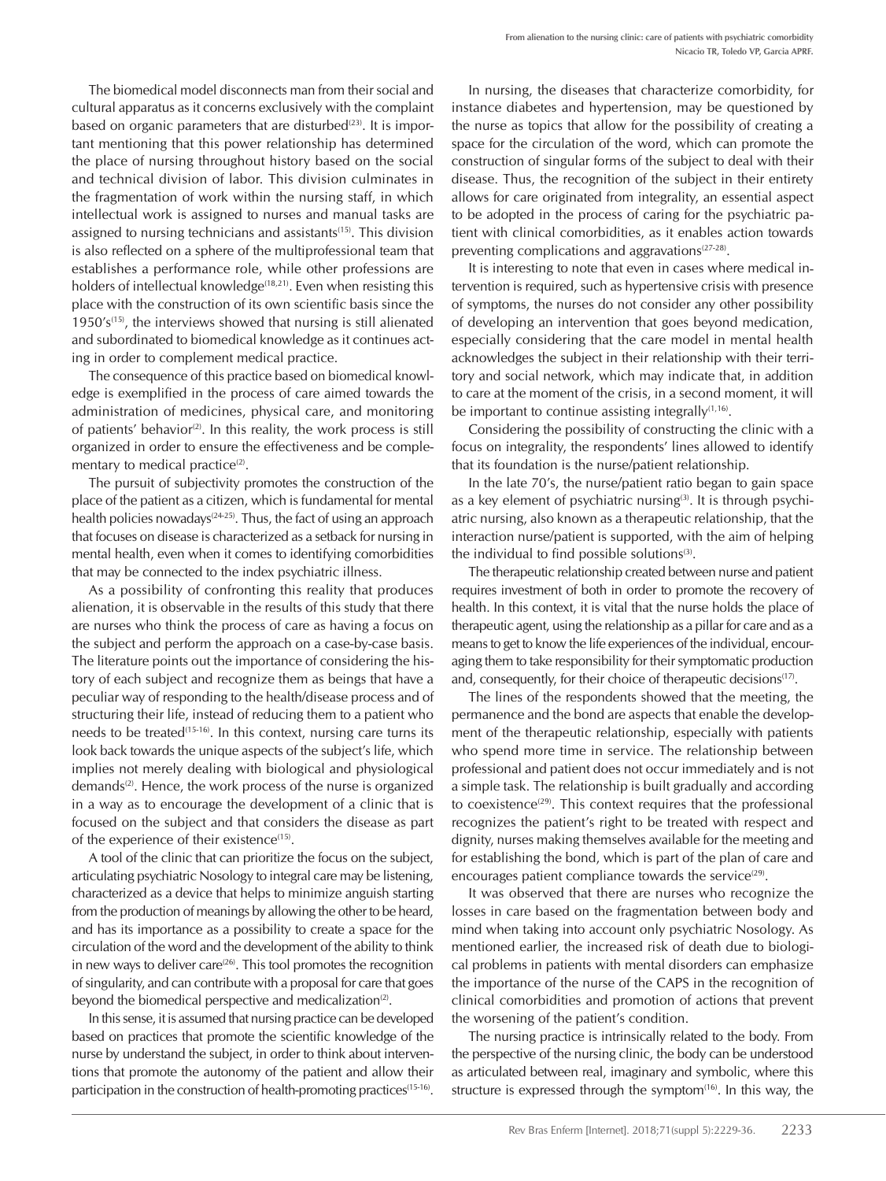The biomedical model disconnects man from their social and cultural apparatus as it concerns exclusively with the complaint based on organic parameters that are disturbed[23]. It is important mentioning that this power relationship has determined the place of nursing throughout history based on the social and technical division of labor. This division culminates in the fragmentation of work within the nursing staff, in which intellectual work is assigned to nurses and manual tasks are assigned to nursing technicians and assistants[15]. This division is also reflected on a sphere of the multiprofessional team that establishes a performance role, while other professions are holders of intellectual knowledge[18,21]. Even when resisting this place with the construction of its own scientific basis since the 1950's[15], the interviews showed that nursing is still alienated and subordinated to biomedical knowledge as it continues acting in order to complement medical practice.

The consequence of this practice based on biomedical knowledge is exemplified in the process of care aimed towards the administration of medicines, physical care, and monitoring of patients' behavior[2]. In this reality, the work process is still organized in order to ensure the effectiveness and be complementary to medical practice[2].

The pursuit of subjectivity promotes the construction of the place of the patient as a citizen, which is fundamental for mental health policies nowadays[24-25]. Thus, the fact of using an approach that focuses on disease is characterized as a setback for nursing in mental health, even when it comes to identifying comorbidities that may be connected to the index psychiatric illness.

As a possibility of confronting this reality that produces alienation, it is observable in the results of this study that there are nurses who think the process of care as having a focus on the subject and perform the approach on a case-by-case basis. The literature points out the importance of considering the history of each subject and recognize them as beings that have a peculiar way of responding to the health/disease process and of structuring their life, instead of reducing them to a patient who needs to be treated[15-16]. In this context, nursing care turns its look back towards the unique aspects of the subject's life, which implies not merely dealing with biological and physiological demands[2]. Hence, the work process of the nurse is organized in a way as to encourage the development of a clinic that is focused on the subject and that considers the disease as part of the experience of their existence[15].

A tool of the clinic that can prioritize the focus on the subject, articulating psychiatric Nosology to integral care may be listening, characterized as a device that helps to minimize anguish starting from the production of meanings by allowing the other to be heard, and has its importance as a possibility to create a space for the circulation of the word and the development of the ability to think in new ways to deliver care[26]. This tool promotes the recognition of singularity, and can contribute with a proposal for care that goes beyond the biomedical perspective and medicalization[2].

In this sense, it is assumed that nursing practice can be developed based on practices that promote the scientific knowledge of the nurse by understand the subject, in order to think about interventions that promote the autonomy of the patient and allow their participation in the construction of health-promoting practices[15-16].

In nursing, the diseases that characterize comorbidity, for instance diabetes and hypertension, may be questioned by the nurse as topics that allow for the possibility of creating a space for the circulation of the word, which can promote the construction of singular forms of the subject to deal with their disease. Thus, the recognition of the subject in their entirety allows for care originated from integrality, an essential aspect to be adopted in the process of caring for the psychiatric patient with clinical comorbidities, as it enables action towards preventing complications and aggravations[27-28].

It is interesting to note that even in cases where medical intervention is required, such as hypertensive crisis with presence of symptoms, the nurses do not consider any other possibility of developing an intervention that goes beyond medication, especially considering that the care model in mental health acknowledges the subject in their relationship with their territory and social network, which may indicate that, in addition to care at the moment of the crisis, in a second moment, it will be important to continue assisting integrally[1,16].

Considering the possibility of constructing the clinic with a focus on integrality, the respondents' lines allowed to identify that its foundation is the nurse/patient relationship.

In the late 70's, the nurse/patient ratio began to gain space as a key element of psychiatric nursing[3]. It is through psychiatric nursing, also known as a therapeutic relationship, that the interaction nurse/patient is supported, with the aim of helping the individual to find possible solutions[3].

The therapeutic relationship created between nurse and patient requires investment of both in order to promote the recovery of health. In this context, it is vital that the nurse holds the place of therapeutic agent, using the relationship as a pillar for care and as a means to get to know the life experiences of the individual, encouraging them to take responsibility for their symptomatic production and, consequently, for their choice of therapeutic decisions[17].

The lines of the respondents showed that the meeting, the permanence and the bond are aspects that enable the development of the therapeutic relationship, especially with patients who spend more time in service. The relationship between professional and patient does not occur immediately and is not a simple task. The relationship is built gradually and according to coexistence[29]. This context requires that the professional recognizes the patient's right to be treated with respect and dignity, nurses making themselves available for the meeting and for establishing the bond, which is part of the plan of care and encourages patient compliance towards the service[29].

It was observed that there are nurses who recognize the losses in care based on the fragmentation between body and mind when taking into account only psychiatric Nosology. As mentioned earlier, the increased risk of death due to biological problems in patients with mental disorders can emphasize the importance of the nurse of the CAPS in the recognition of clinical comorbidities and promotion of actions that prevent the worsening of the patient's condition.

The nursing practice is intrinsically related to the body. From the perspective of the nursing clinic, the body can be understood as articulated between real, imaginary and symbolic, where this structure is expressed through the symptom[16]. In this way, the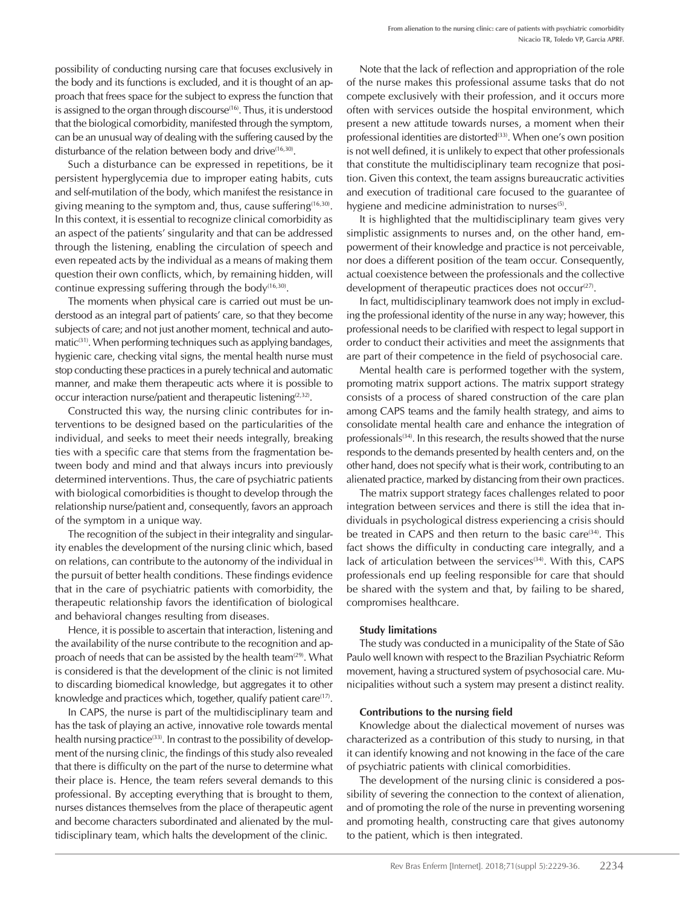possibility of conducting nursing care that focuses exclusively in the body and its functions is excluded, and it is thought of an approach that frees space for the subject to express the function that is assigned to the organ through discourse[16]. Thus, it is understood that the biological comorbidity, manifested through the symptom, can be an unusual way of dealing with the suffering caused by the disturbance of the relation between body and drive[16,30].

Such a disturbance can be expressed in repetitions, be it persistent hyperglycemia due to improper eating habits, cuts and self-mutilation of the body, which manifest the resistance in giving meaning to the symptom and, thus, cause suffering[16,30]. In this context, it is essential to recognize clinical comorbidity as an aspect of the patients' singularity and that can be addressed through the listening, enabling the circulation of speech and even repeated acts by the individual as a means of making them question their own conflicts, which, by remaining hidden, will continue expressing suffering through the body[16,30].

The moments when physical care is carried out must be understood as an integral part of patients' care, so that they become subjects of care; and not just another moment, technical and automatic[31]. When performing techniques such as applying bandages, hygienic care, checking vital signs, the mental health nurse must stop conducting these practices in a purely technical and automatic manner, and make them therapeutic acts where it is possible to occur interaction nurse/patient and therapeutic listening[2,32].

Constructed this way, the nursing clinic contributes for interventions to be designed based on the particularities of the individual, and seeks to meet their needs integrally, breaking ties with a specific care that stems from the fragmentation between body and mind and that always incurs into previously determined interventions. Thus, the care of psychiatric patients with biological comorbidities is thought to develop through the relationship nurse/patient and, consequently, favors an approach of the symptom in a unique way.

The recognition of the subject in their integrality and singularity enables the development of the nursing clinic which, based on relations, can contribute to the autonomy of the individual in the pursuit of better health conditions. These findings evidence that in the care of psychiatric patients with comorbidity, the therapeutic relationship favors the identification of biological and behavioral changes resulting from diseases.

Hence, it is possible to ascertain that interaction, listening and the availability of the nurse contribute to the recognition and approach of needs that can be assisted by the health team[29]. What is considered is that the development of the clinic is not limited to discarding biomedical knowledge, but aggregates it to other knowledge and practices which, together, qualify patient care[17].

In CAPS, the nurse is part of the multidisciplinary team and has the task of playing an active, innovative role towards mental health nursing practice[33]. In contrast to the possibility of development of the nursing clinic, the findings of this study also revealed that there is difficulty on the part of the nurse to determine what their place is. Hence, the team refers several demands to this professional. By accepting everything that is brought to them, nurses distances themselves from the place of therapeutic agent and become characters subordinated and alienated by the multidisciplinary team, which halts the development of the clinic.

Note that the lack of reflection and appropriation of the role of the nurse makes this professional assume tasks that do not compete exclusively with their profession, and it occurs more often with services outside the hospital environment, which present a new attitude towards nurses, a moment when their professional identities are distorted[33]. When one's own position is not well defined, it is unlikely to expect that other professionals that constitute the multidisciplinary team recognize that position. Given this context, the team assigns bureaucratic activities and execution of traditional care focused to the guarantee of hygiene and medicine administration to nurses[5].

It is highlighted that the multidisciplinary team gives very simplistic assignments to nurses and, on the other hand, empowerment of their knowledge and practice is not perceivable, nor does a different position of the team occur. Consequently, actual coexistence between the professionals and the collective development of therapeutic practices does not occur[27].

In fact, multidisciplinary teamwork does not imply in excluding the professional identity of the nurse in any way; however, this professional needs to be clarified with respect to legal support in order to conduct their activities and meet the assignments that are part of their competence in the field of psychosocial care.

Mental health care is performed together with the system, promoting matrix support actions. The matrix support strategy consists of a process of shared construction of the care plan among CAPS teams and the family health strategy, and aims to consolidate mental health care and enhance the integration of professionals[34]. In this research, the results showed that the nurse responds to the demands presented by health centers and, on the other hand, does not specify what is their work, contributing to an alienated practice, marked by distancing from their own practices.

The matrix support strategy faces challenges related to poor integration between services and there is still the idea that individuals in psychological distress experiencing a crisis should be treated in CAPS and then return to the basic care[34]. This fact shows the difficulty in conducting care integrally, and a lack of articulation between the services[34]. With this, CAPS professionals end up feeling responsible for care that should be shared with the system and that, by failing to be shared, compromises healthcare.

### Study limitations

The study was conducted in a municipality of the State of São Paulo well known with respect to the Brazilian Psychiatric Reform movement, having a structured system of psychosocial care. Municipalities without such a system may present a distinct reality.

### Contributions to the nursing field

Knowledge about the dialectical movement of nurses was characterized as a contribution of this study to nursing, in that it can identify knowing and not knowing in the face of the care of psychiatric patients with clinical comorbidities.

The development of the nursing clinic is considered a possibility of severing the connection to the context of alienation, and of promoting the role of the nurse in preventing worsening and promoting health, constructing care that gives autonomy to the patient, which is then integrated.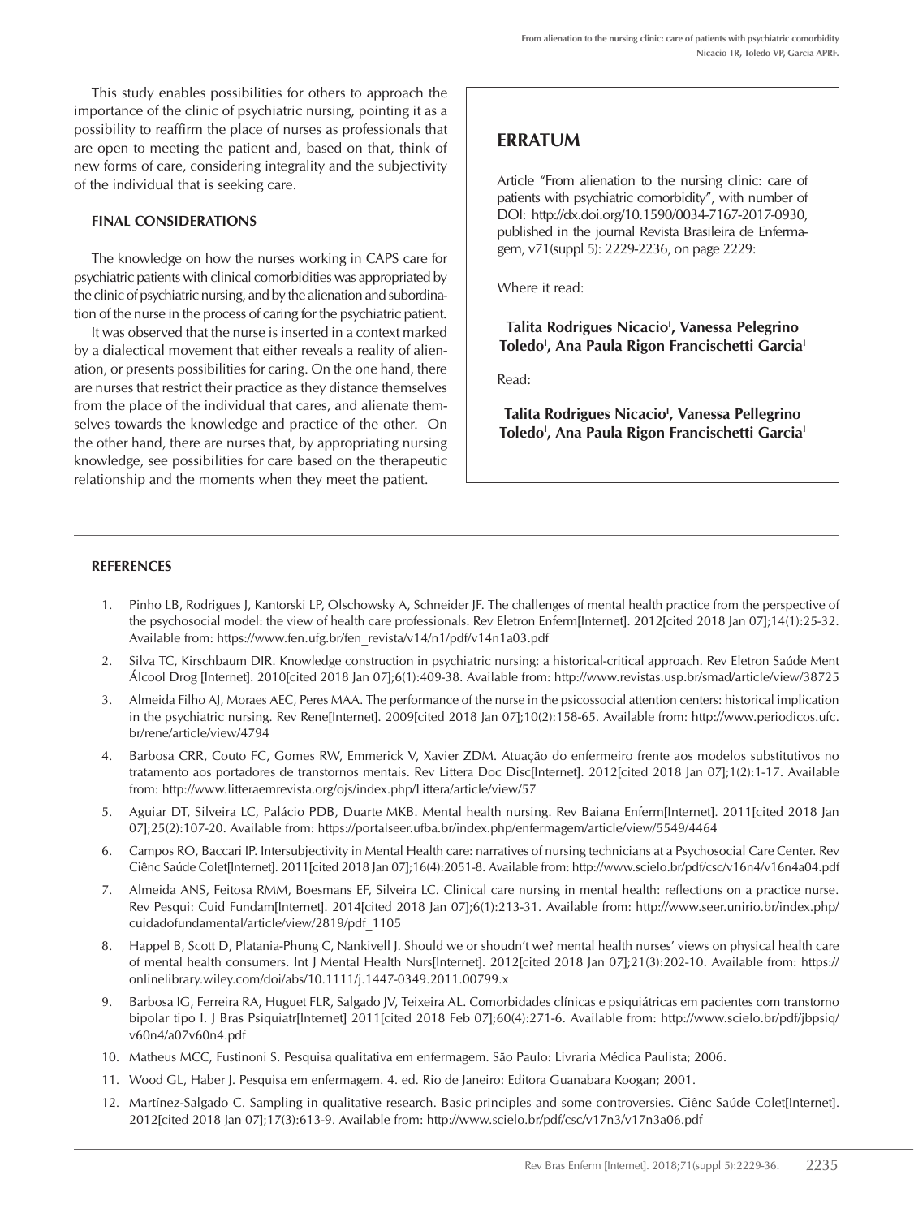This study enables possibilities for others to approach the importance of the clinic of psychiatric nursing, pointing it as a possibility to reaffirm the place of nurses as professionals that are open to meeting the patient and, based on that, think of new forms of care, considering integrality and the subjectivity of the individual that is seeking care.

## FINAL CONSIDERATIONS

The knowledge on how the nurses working in CAPS care for psychiatric patients with clinical comorbidities was appropriated by the clinic of psychiatric nursing, and by the alienation and subordination of the nurse in the process of caring for the psychiatric patient.

It was observed that the nurse is inserted in a context marked by a dialectical movement that either reveals a reality of alienation, or presents possibilities for caring. On the one hand, there are nurses that restrict their practice as they distance themselves from the place of the individual that cares, and alienate themselves towards the knowledge and practice of the other. On the other hand, there are nurses that, by appropriating nursing knowledge, see possibilities for care based on the therapeutic relationship and the moments when they meet the patient.

## ERRATUM

Article "From alienation to the nursing clinic: care of patients with psychiatric comorbidity", with number of DOI: http://dx.doi.org/10.1590/0034-7167-2017-0930, published in the journal Revista Brasileira de Enfermagem, v71(suppl 5): 2229-2236, on page 2229:

Where it read:

**Talita Rodrigues Nicacio[I], Vanessa Pelegrino Toledo[I], Ana Paula Rigon Francischetti Garcia[I]**

Read:

**Talita Rodrigues Nicacio[I], Vanessa Pellegrino Toledo[I], Ana Paula Rigon Francischetti Garcia[I]**

## REFERENCES

1. Pinho LB, Rodrigues J, Kantorski LP, Olschowsky A, Schneider JF. The challenges of mental health practice from the perspective of the psychosocial model: the view of health care professionals. Rev Eletron Enferm[Internet]. 2012[cited 2018 Jan 07];14(1):25-32. Available from: https://www.fen.ufg.br/fen_revista/v14/n1/pdf/v14n1a03.pdf
2. Silva TC, Kirschbaum DIR. Knowledge construction in psychiatric nursing: a historical-critical approach. Rev Eletron Saúde Ment Álcool Drog [Internet]. 2010[cited 2018 Jan 07];6(1):409-38. Available from: http://www.revistas.usp.br/smad/article/view/38725
3. Almeida Filho AJ, Moraes AEC, Peres MAA. The performance of the nurse in the psicossocial attention centers: historical implication in the psychiatric nursing. Rev Rene[Internet]. 2009[cited 2018 Jan 07];10(2):158-65. Available from: http://www.periodicos.ufc.br/rene/article/view/4794
4. Barbosa CRR, Couto FC, Gomes RW, Emmerick V, Xavier ZDM. Atuação do enfermeiro frente aos modelos substitutivos no tratamento aos portadores de transtornos mentais. Rev Littera Doc Disc[Internet]. 2012[cited 2018 Jan 07];1(2):1-17. Available from: http://www.litteraemrevista.org/ojs/index.php/Littera/article/view/57
5. Aguiar DT, Silveira LC, Palácio PDB, Duarte MKB. Mental health nursing. Rev Baiana Enferm[Internet]. 2011[cited 2018 Jan 07];25(2):107-20. Available from: https://portalseer.ufba.br/index.php/enfermagem/article/view/5549/4464
6. Campos RO, Baccari IP. Intersubjectivity in Mental Health care: narratives of nursing technicians at a Psychosocial Care Center. Rev Ciênc Saúde Colet[Internet]. 2011[cited 2018 Jan 07];16(4):2051-8. Available from: http://www.scielo.br/pdf/csc/v16n4/v16n4a04.pdf
7. Almeida ANS, Feitosa RMM, Boesmans EF, Silveira LC. Clinical care nursing in mental health: reflections on a practice nurse. Rev Pesqui: Cuid Fundam[Internet]. 2014[cited 2018 Jan 07];6(1):213-31. Available from: http://www.seer.unirio.br/index.php/cuidadofundamental/article/view/2819/pdf_1105
8. Happel B, Scott D, Platania-Phung C, Nankivell J. Should we or shoudn't we? mental health nurses' views on physical health care of mental health consumers. Int J Mental Health Nurs[Internet]. 2012[cited 2018 Jan 07];21(3):202-10. Available from: https://onlinelibrary.wiley.com/doi/abs/10.1111/j.1447-0349.2011.00799.x
9. Barbosa IG, Ferreira RA, Huguet FLR, Salgado JV, Teixeira AL. Comorbidades clínicas e psiquiátricas em pacientes com transtorno bipolar tipo I. J Bras Psiquiatr[Internet] 2011[cited 2018 Feb 07];60(4):271-6. Available from: http://www.scielo.br/pdf/jbpsiq/v60n4/a07v60n4.pdf
10. Matheus MCC, Fustinoni S. Pesquisa qualitativa em enfermagem. São Paulo: Livraria Médica Paulista; 2006.
11. Wood GL, Haber J. Pesquisa em enfermagem. 4. ed. Rio de Janeiro: Editora Guanabara Koogan; 2001.
12. Martínez-Salgado C. Sampling in qualitative research. Basic principles and some controversies. Ciênc Saúde Colet[Internet]. 2012[cited 2018 Jan 07];17(3):613-9. Available from: http://www.scielo.br/pdf/csc/v17n3/v17n3a06.pdf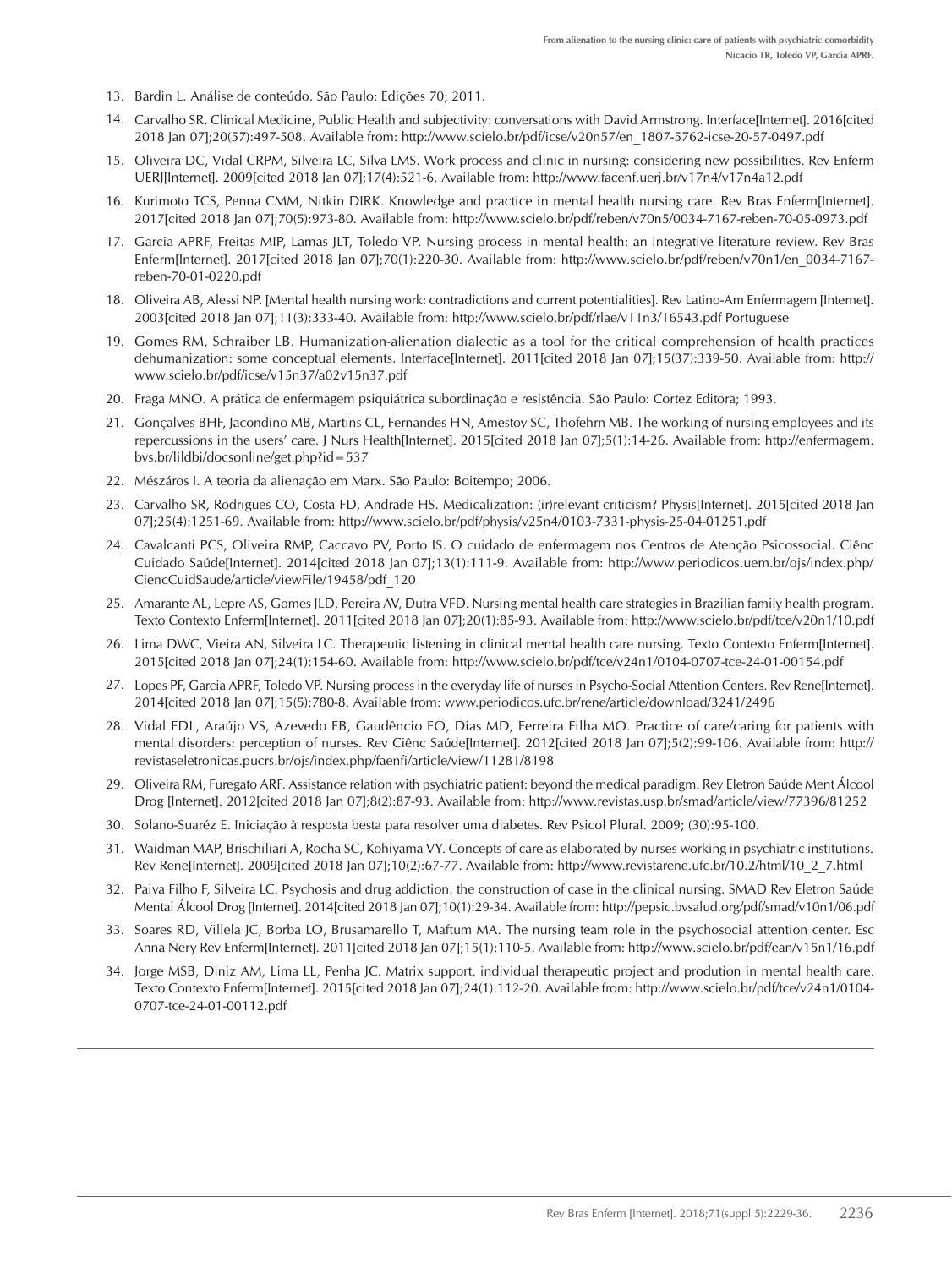13. Bardin L. Análise de conteúdo. São Paulo: Edições 70; 2011.
14. Carvalho SR. Clinical Medicine, Public Health and subjectivity: conversations with David Armstrong. Interface[Internet]. 2016[cited 2018 Jan 07];20(57):497-508. Available from: http://www.scielo.br/pdf/icse/v20n57/en_1807-5762-icse-20-57-0497.pdf
15. Oliveira DC, Vidal CRPM, Silveira LC, Silva LMS. Work process and clinic in nursing: considering new possibilities. Rev Enferm UERJ[Internet]. 2009[cited 2018 Jan 07];17(4):521-6. Available from: http://www.facenf.uerj.br/v17n4/v17n4a12.pdf
16. Kurimoto TCS, Penna CMM, Nitkin DIRK. Knowledge and practice in mental health nursing care. Rev Bras Enferm[Internet]. 2017[cited 2018 Jan 07];70(5):973-80. Available from: http://www.scielo.br/pdf/reben/v70n5/0034-7167-reben-70-05-0973.pdf
17. Garcia APRF, Freitas MIP, Lamas JLT, Toledo VP. Nursing process in mental health: an integrative literature review. Rev Bras Enferm[Internet]. 2017[cited 2018 Jan 07];70(1):220-30. Available from: http://www.scielo.br/pdf/reben/v70n1/en_0034-7167-reben-70-01-0220.pdf
18. Oliveira AB, Alessi NP. [Mental health nursing work: contradictions and current potentialities]. Rev Latino-Am Enfermagem [Internet]. 2003[cited 2018 Jan 07];11(3):333-40. Available from: http://www.scielo.br/pdf/rlae/v11n3/16543.pdf Portuguese
19. Gomes RM, Schraiber LB. Humanization-alienation dialectic as a tool for the critical comprehension of health practices dehumanization: some conceptual elements. Interface[Internet]. 2011[cited 2018 Jan 07];15(37):339-50. Available from: http://www.scielo.br/pdf/icse/v15n37/a02v15n37.pdf
20. Fraga MNO. A prática de enfermagem psiquiátrica subordinação e resistência. São Paulo: Cortez Editora; 1993.
21. Gonçalves BHF, Jacondino MB, Martins CL, Fernandes HN, Amestoy SC, Thofehrn MB. The working of nursing employees and its repercussions in the users' care. J Nurs Health[Internet]. 2015[cited 2018 Jan 07];5(1):14-26. Available from: http://enfermagem.bvs.br/lildbi/docsonline/get.php?id=537
22. Mészáros I. A teoria da alienação em Marx. São Paulo: Boitempo; 2006.
23. Carvalho SR, Rodrigues CO, Costa FD, Andrade HS. Medicalization: (ir)relevant criticism? Physis[Internet]. 2015[cited 2018 Jan 07];25(4):1251-69. Available from: http://www.scielo.br/pdf/physis/v25n4/0103-7331-physis-25-04-01251.pdf
24. Cavalcanti PCS, Oliveira RMP, Caccavo PV, Porto IS. O cuidado de enfermagem nos Centros de Atenção Psicossocial. Ciênc Cuidado Saúde[Internet]. 2014[cited 2018 Jan 07];13(1):111-9. Available from: http://www.periodicos.uem.br/ojs/index.php/CiencCuidSaude/article/viewFile/19458/pdf_120
25. Amarante AL, Lepre AS, Gomes JLD, Pereira AV, Dutra VFD. Nursing mental health care strategies in Brazilian family health program. Texto Contexto Enferm[Internet]. 2011[cited 2018 Jan 07];20(1):85-93. Available from: http://www.scielo.br/pdf/tce/v20n1/10.pdf
26. Lima DWC, Vieira AN, Silveira LC. Therapeutic listening in clinical mental health care nursing. Texto Contexto Enferm[Internet]. 2015[cited 2018 Jan 07];24(1):154-60. Available from: http://www.scielo.br/pdf/tce/v24n1/0104-0707-tce-24-01-00154.pdf
27. Lopes PF, Garcia APRF, Toledo VP. Nursing process in the everyday life of nurses in Psycho-Social Attention Centers. Rev Rene[Internet]. 2014[cited 2018 Jan 07];15(5):780-8. Available from: www.periodicos.ufc.br/rene/article/download/3241/2496
28. Vidal FDL, Araújo VS, Azevedo EB, Gaudêncio EO, Dias MD, Ferreira Filha MO. Practice of care/caring for patients with mental disorders: perception of nurses. Rev Ciênc Saúde[Internet]. 2012[cited 2018 Jan 07];5(2):99-106. Available from: http://revistaseletronicas.pucrs.br/ojs/index.php/faenfi/article/view/11281/8198
29. Oliveira RM, Furegato ARF. Assistance relation with psychiatric patient: beyond the medical paradigm. Rev Eletron Saúde Ment Álcool Drog [Internet]. 2012[cited 2018 Jan 07];8(2):87-93. Available from: http://www.revistas.usp.br/smad/article/view/77396/81252
30. Solano-Suaréz E. Iniciação à resposta besta para resolver uma diabetes. Rev Psicol Plural. 2009; (30):95-100.
31. Waidman MAP, Brischiliari A, Rocha SC, Kohiyama VY. Concepts of care as elaborated by nurses working in psychiatric institutions. Rev Rene[Internet]. 2009[cited 2018 Jan 07];10(2):67-77. Available from: http://www.revistarene.ufc.br/10.2/html/10_2_7.html
32. Paiva Filho F, Silveira LC. Psychosis and drug addiction: the construction of case in the clinical nursing. SMAD Rev Eletron Saúde Mental Álcool Drog [Internet]. 2014[cited 2018 Jan 07];10(1):29-34. Available from: http://pepsic.bvsalud.org/pdf/smad/v10n1/06.pdf
33. Soares RD, Villela JC, Borba LO, Brusamarello T, Maftum MA. The nursing team role in the psychosocial attention center. Esc Anna Nery Rev Enferm[Internet]. 2011[cited 2018 Jan 07];15(1):110-5. Available from: http://www.scielo.br/pdf/ean/v15n1/16.pdf
34. Jorge MSB, Diniz AM, Lima LL, Penha JC. Matrix support, individual therapeutic project and prodution in mental health care. Texto Contexto Enferm[Internet]. 2015[cited 2018 Jan 07];24(1):112-20. Available from: http://www.scielo.br/pdf/tce/v24n1/0104-0707-tce-24-01-00112.pdf